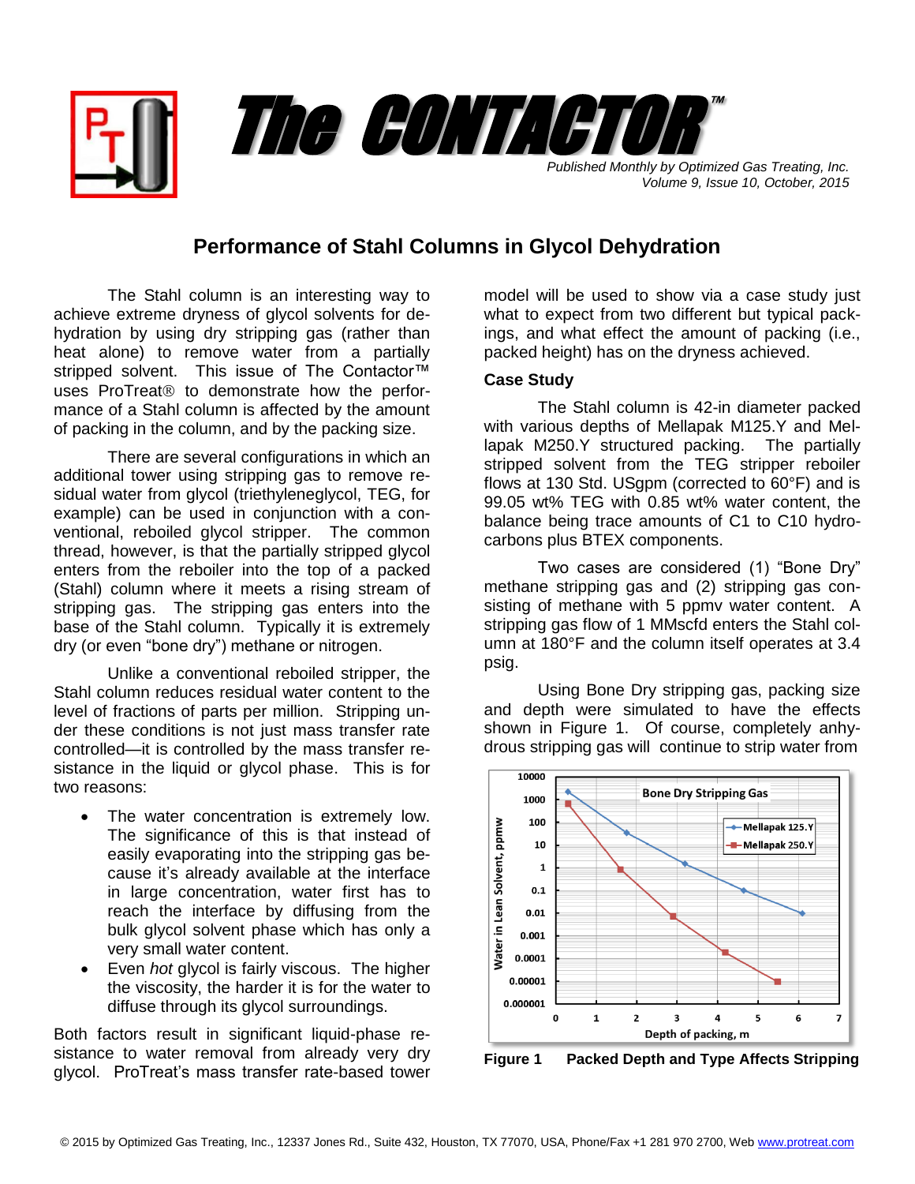# The CONTACTOR™

*Published Monthly by Optimized Gas Treating, Inc.*
*Volume 9, Issue 10, October, 2015*

## Performance of Stahl Columns in Glycol Dehydration

The Stahl column is an interesting way to achieve extreme dryness of glycol solvents for dehydration by using dry stripping gas (rather than heat alone) to remove water from a partially stripped solvent. This issue of The Contactor™ uses ProTreat® to demonstrate how the performance of a Stahl column is affected by the amount of packing in the column, and by the packing size.

There are several configurations in which an additional tower using stripping gas to remove residual water from glycol (triethyleneglycol, TEG, for example) can be used in conjunction with a conventional, reboiled glycol stripper. The common thread, however, is that the partially stripped glycol enters from the reboiler into the top of a packed (Stahl) column where it meets a rising stream of stripping gas. The stripping gas enters into the base of the Stahl column. Typically it is extremely dry (or even "bone dry") methane or nitrogen.

Unlike a conventional reboiled stripper, the Stahl column reduces residual water content to the level of fractions of parts per million. Stripping under these conditions is not just mass transfer rate controlled—it is controlled by the mass transfer resistance in the liquid or glycol phase. This is for two reasons:

- The water concentration is extremely low. The significance of this is that instead of easily evaporating into the stripping gas because it's already available at the interface in large concentration, water first has to reach the interface by diffusing from the bulk glycol solvent phase which has only a very small water content.
- Even *hot* glycol is fairly viscous. The higher the viscosity, the harder it is for the water to diffuse through its glycol surroundings.

Both factors result in significant liquid-phase resistance to water removal from already very dry glycol. ProTreat's mass transfer rate-based tower model will be used to show via a case study just what to expect from two different but typical packings, and what effect the amount of packing (i.e., packed height) has on the dryness achieved.

### Case Study

The Stahl column is 42-in diameter packed with various depths of Mellapak M125.Y and Mellapak M250.Y structured packing. The partially stripped solvent from the TEG stripper reboiler flows at 130 Std. USgpm (corrected to 60°F) and is 99.05 wt% TEG with 0.85 wt% water content, the balance being trace amounts of C1 to C10 hydrocarbons plus BTEX components.

Two cases are considered (1) "Bone Dry" methane stripping gas and (2) stripping gas consisting of methane with 5 ppmv water content. A stripping gas flow of 1 MMscfd enters the Stahl column at 180°F and the column itself operates at 3.4 psig.

Using Bone Dry stripping gas, packing size and depth were simulated to have the effects shown in Figure 1. Of course, completely anhydrous stripping gas will continue to strip water from

**Figure 1 Packed Depth and Type Affects Stripping**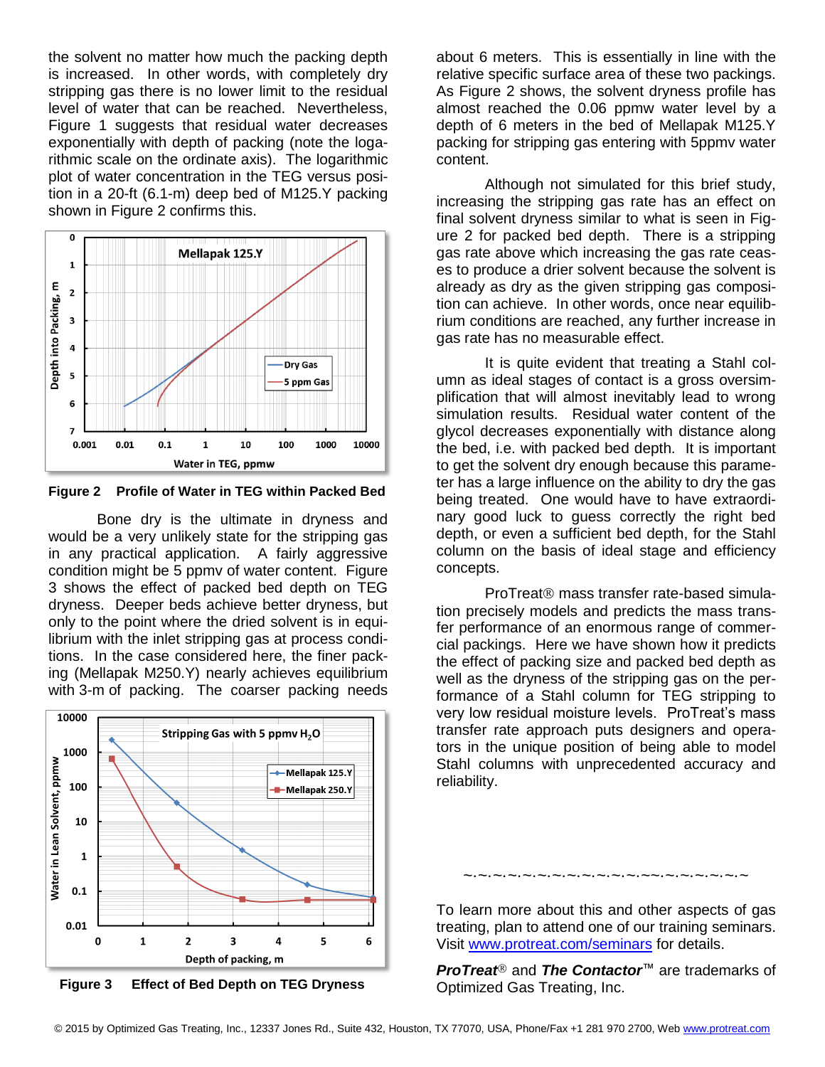the solvent no matter how much the packing depth is increased. In other words, with completely dry stripping gas there is no lower limit to the residual level of water that can be reached. Nevertheless, Figure 1 suggests that residual water decreases exponentially with depth of packing (note the logarithmic scale on the ordinate axis). The logarithmic plot of water concentration in the TEG versus position in a 20-ft (6.1-m) deep bed of M125.Y packing shown in Figure 2 confirms this.

Mellapak 125.Y

Depth into Packing, m

0
1
2
3
4
5
6
7

0.001 0.01 0.1 1 10 100 1000 10000

Water in TEG, ppmw

Dry Gas
5 ppm Gas

**Figure 2 Profile of Water in TEG within Packed Bed**

Bone dry is the ultimate in dryness and would be a very unlikely state for the stripping gas in any practical application. A fairly aggressive condition might be 5 ppmv of water content. Figure 3 shows the effect of packed bed depth on TEG dryness. Deeper beds achieve better dryness, but only to the point where the dried solvent is in equilibrium with the inlet stripping gas at process conditions. In the case considered here, the finer packing (Mellapak M250.Y) nearly achieves equilibrium with 3-m of packing. The coarser packing needs

Stripping Gas with 5 ppmv $H_2O$

Water in Lean Solvent, ppmw

10000
1000
100
10
1
0.1
0.01

0 1 2 3 4 5 6

Depth of packing, m

Mellapak 125.Y
Mellapak 250.Y

**Figure 3 Effect of Bed Depth on TEG Dryness**

about 6 meters. This is essentially in line with the relative specific surface area of these two packings. As Figure 2 shows, the solvent dryness profile has almost reached the 0.06 ppmw water level by a depth of 6 meters in the bed of Mellapak M125.Y packing for stripping gas entering with 5ppmv water content.

Although not simulated for this brief study, increasing the stripping gas rate has an effect on final solvent dryness similar to what is seen in Figure 2 for packed bed depth. There is a stripping gas rate above which increasing the gas rate ceases to produce a drier solvent because the solvent is already as dry as the given stripping gas composition can achieve. In other words, once near equilibrium conditions are reached, any further increase in gas rate has no measurable effect.

It is quite evident that treating a Stahl column as ideal stages of contact is a gross oversimplification that will almost inevitably lead to wrong simulation results. Residual water content of the glycol decreases exponentially with distance along the bed, i.e. with packed bed depth. It is important to get the solvent dry enough because this parameter has a large influence on the ability to dry the gas being treated. One would have to have extraordinary good luck to guess correctly the right bed depth, or even a sufficient bed depth, for the Stahl column on the basis of ideal stage and efficiency concepts.

ProTreat® mass transfer rate-based simulation precisely models and predicts the mass transfer performance of an enormous range of commercial packings. Here we have shown how it predicts the effect of packing size and packed bed depth as well as the dryness of the stripping gas on the performance of a Stahl column for TEG stripping to very low residual moisture levels. ProTreat's mass transfer rate approach puts designers and operators in the unique position of being able to model Stahl columns with unprecedented accuracy and reliability.

~.~.~.~.~.~.~.~.~.~.~.~.~.~~.~.~.~.~.~.~.~

To learn more about this and other aspects of gas treating, plan to attend one of our training seminars. Visit www.protreat.com/seminars for details.

***ProTreat***® and ***The Contactor***™ are trademarks of Optimized Gas Treating, Inc.

© 2015 by Optimized Gas Treating, Inc., 12337 Jones Rd., Suite 432, Houston, TX 77070, USA, Phone/Fax +1 281 970 2700, Web www.protreat.com